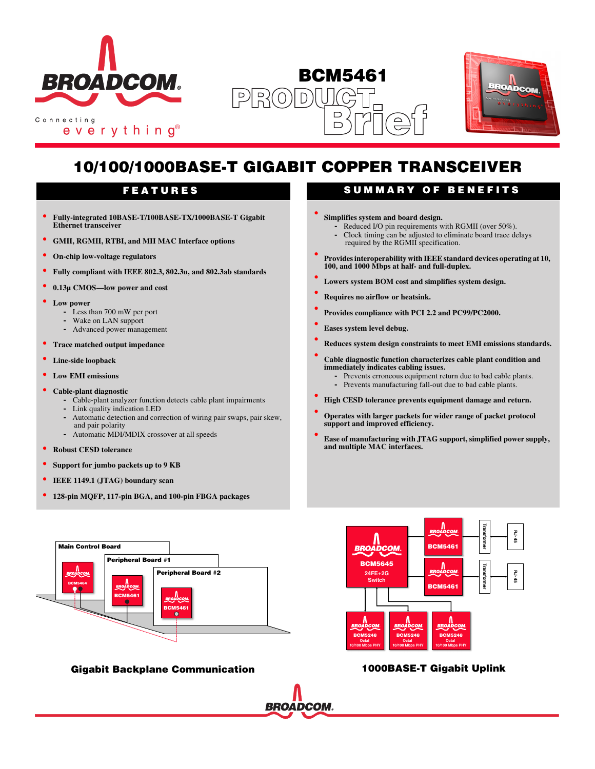# BCM5461 PRODUCT Brief

## 10/100/1000BASE-T GIGABIT COPPER TRANSCEIVER

### FEATURES

- **Fully-integrated 10BASE-T/100BASE-TX/1000BASE-T Gigabit Ethernet transceiver**
- **GMII, RGMII, RTBI, and MII MAC Interface options**
- **On-chip low-voltage regulators**
- **Fully compliant with IEEE 802.3, 802.3u, and 802.3ab standards**
- **0.13µ CMOS—low power and cost**
- **Low power**
  - Less than 700 mW per port
  - Wake on LAN support
  - Advanced power management
- **Trace matched output impedance**
- **Line-side loopback**
- **Low EMI emissions**
- **Cable-plant diagnostic**
  - Cable-plant analyzer function detects cable plant impairments
  - Link quality indication LED
  - Automatic detection and correction of wiring pair swaps, pair skew, and pair polarity
  - Automatic MDI/MDIX crossover at all speeds
- **Robust CESD tolerance**
- **Support for jumbo packets up to 9 KB**
- **IEEE 1149.1 (JTAG) boundary scan**
- **128-pin MQFP, 117-pin BGA, and 100-pin FBGA packages**

### SUMMARY OF BENEFITS

- **Simplifies system and board design.**
  - Reduced I/O pin requirements with RGMII (over 50%).
  - Clock timing can be adjusted to eliminate board trace delays required by the RGMII specification.
- **Provides interoperability with IEEE standard devices operating at 10, 100, and 1000 Mbps at half- and full-duplex.**
- **Lowers system BOM cost and simplifies system design.**
- **Requires no airflow or heatsink.**
- **Provides compliance with PCI 2.2 and PC99/PC2000.**
- **Eases system level debug.**
- **Reduces system design constraints to meet EMI emissions standards.**
- **Cable diagnostic function characterizes cable plant condition and immediately indicates cabling issues.**
  - Prevents erroneous equipment return due to bad cable plants.
  - Prevents manufacturing fall-out due to bad cable plants.
- **High CESD tolerance prevents equipment damage and return.**
- **Operates with larger packets for wider range of packet protocol support and improved efficiency.**
- **Ease of manufacturing with JTAG support, simplified power supply, and multiple MAC interfaces.**

Main Control Board
Peripheral Board #1
Peripheral Board #2
BCM5464
BCM5461
BCM5461

**Gigabit Backplane Communication**

BCM5645
24FE+2G
Switch
BCM5461
BCM5461
Transformer
Transformer
RJ-45
RJ-45
BCM5248 Octal 10/100 Mbps PHY
BCM5248 Octal 10/100 Mbps PHY
BCM5248 Octal 10/100 Mbps PHY

**1000BASE-T Gigabit Uplink**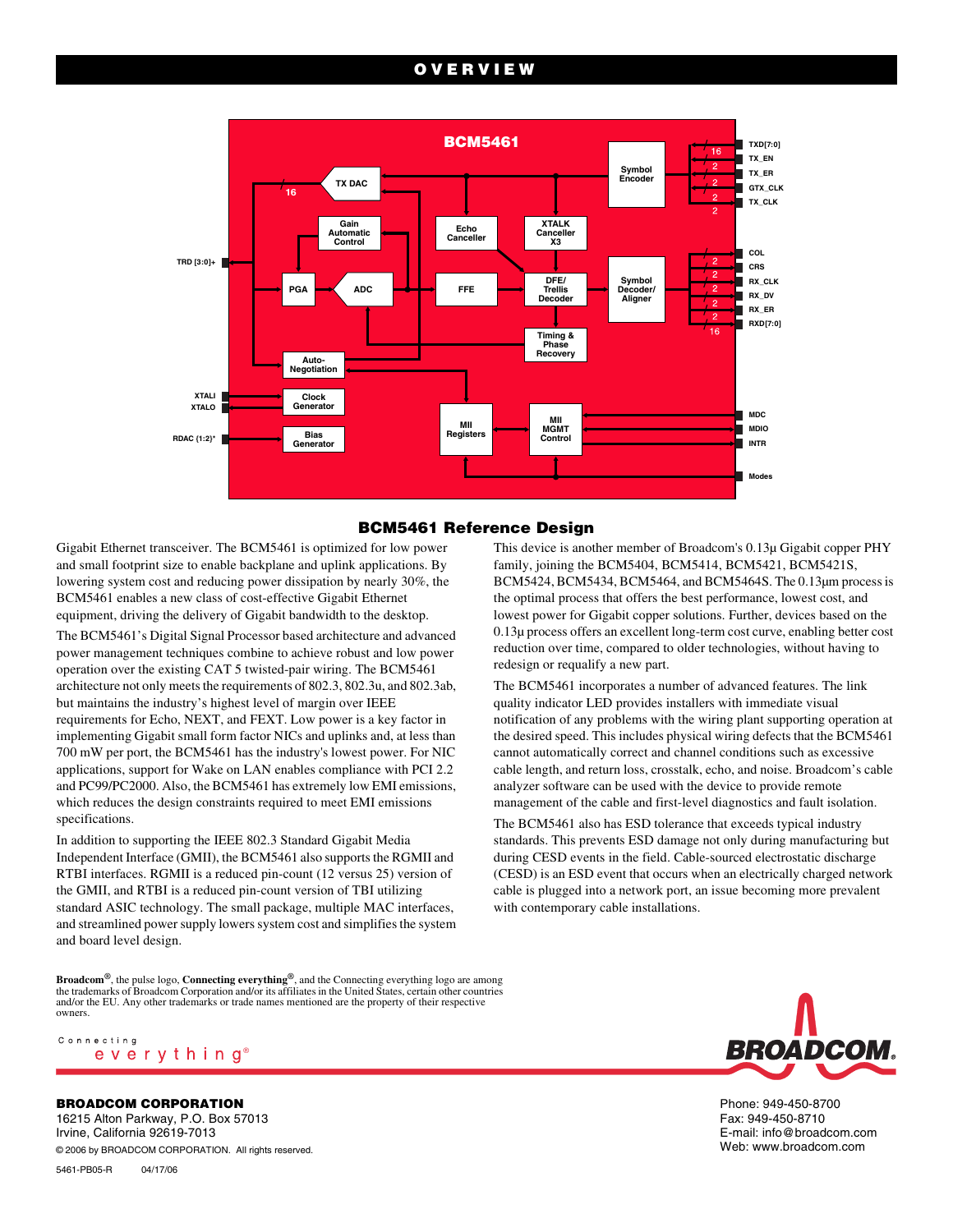# OVERVIEW

BCM5461

TX DAC

Gain Automatic Control

Echo Canceller

XTALK Canceller X3

Symbol Encoder

PGA

ADC

FFE

DFE/ Trellis Decoder

Symbol Decoder/ Aligner

Timing & Phase Recovery

Auto-Negotiation

Clock Generator

Bias Generator

MII Registers

MII MGMT Control

TRD [3:0]+

XTALI

XTALO

RDAC {1:2}*

TXD[7:0]

TX_EN

TX_ER

GTX_CLK

TX_CLK

COL

CRS

RX_CLK

RX_DV

RX_ER

RXD[7:0]

MDC

MDIO

INTR

Modes

16

2

## BCM5461 Reference Design

Gigabit Ethernet transceiver. The BCM5461 is optimized for low power and small footprint size to enable backplane and uplink applications. By lowering system cost and reducing power dissipation by nearly 30%, the BCM5461 enables a new class of cost-effective Gigabit Ethernet equipment, driving the delivery of Gigabit bandwidth to the desktop.

The BCM5461's Digital Signal Processor based architecture and advanced power management techniques combine to achieve robust and low power operation over the existing CAT 5 twisted-pair wiring. The BCM5461 architecture not only meets the requirements of 802.3, 802.3u, and 802.3ab, but maintains the industry's highest level of margin over IEEE requirements for Echo, NEXT, and FEXT. Low power is a key factor in implementing Gigabit small form factor NICs and uplinks and, at less than 700 mW per port, the BCM5461 has the industry's lowest power. For NIC applications, support for Wake on LAN enables compliance with PCI 2.2 and PC99/PC2000. Also, the BCM5461 has extremely low EMI emissions, which reduces the design constraints required to meet EMI emissions specifications.

In addition to supporting the IEEE 802.3 Standard Gigabit Media Independent Interface (GMII), the BCM5461 also supports the RGMII and RTBI interfaces. RGMII is a reduced pin-count (12 versus 25) version of the GMII, and RTBI is a reduced pin-count version of TBI utilizing standard ASIC technology. The small package, multiple MAC interfaces, and streamlined power supply lowers system cost and simplifies the system and board level design.

This device is another member of Broadcom's 0.13µ Gigabit copper PHY family, joining the BCM5404, BCM5414, BCM5421, BCM5421S, BCM5424, BCM5434, BCM5464, and BCM5464S. The 0.13µm process is the optimal process that offers the best performance, lowest cost, and lowest power for Gigabit copper solutions. Further, devices based on the 0.13µ process offers an excellent long-term cost curve, enabling better cost reduction over time, compared to older technologies, without having to redesign or requalify a new part.

The BCM5461 incorporates a number of advanced features. The link quality indicator LED provides installers with immediate visual notification of any problems with the wiring plant supporting operation at the desired speed. This includes physical wiring defects that the BCM5461 cannot automatically correct and channel conditions such as excessive cable length, and return loss, crosstalk, echo, and noise. Broadcom's cable analyzer software can be used with the device to provide remote management of the cable and first-level diagnostics and fault isolation.

The BCM5461 also has ESD tolerance that exceeds typical industry standards. This prevents ESD damage not only during manufacturing but during CESD events in the field. Cable-sourced electrostatic discharge (CESD) is an ESD event that occurs when an electrically charged network cable is plugged into a network port, an issue becoming more prevalent with contemporary cable installations.

**Broadcom**®, the pulse logo, **Connecting everything**®, and the Connecting everything logo are among the trademarks of Broadcom Corporation and/or its affiliates in the United States, certain other countries and/or the EU. Any other trademarks or trade names mentioned are the property of their respective owners.

Connecting everything®

BROADCOM®

**BROADCOM CORPORATION**
16215 Alton Parkway, P.O. Box 57013
Irvine, California 92619-7013
© 2006 by BROADCOM CORPORATION. All rights reserved.

Phone: 949-450-8700
Fax: 949-450-8710
E-mail: info@broadcom.com
Web: www.broadcom.com

5461-PB05-R 04/17/06